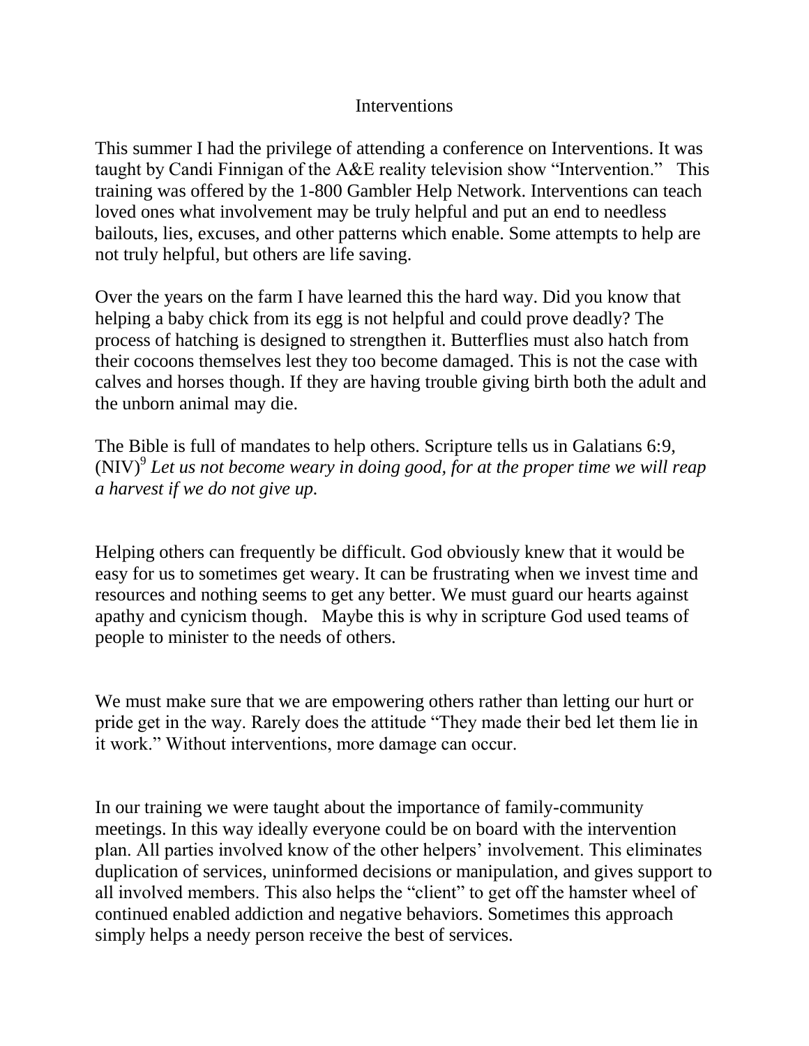# Interventions

This summer I had the privilege of attending a conference on Interventions. It was taught by Candi Finnigan of the A&E reality television show "Intervention." This training was offered by the 1-800 Gambler Help Network. Interventions can teach loved ones what involvement may be truly helpful and put an end to needless bailouts, lies, excuses, and other patterns which enable. Some attempts to help are not truly helpful, but others are life saving.

Over the years on the farm I have learned this the hard way. Did you know that helping a baby chick from its egg is not helpful and could prove deadly? The process of hatching is designed to strengthen it. Butterflies must also hatch from their cocoons themselves lest they too become damaged. This is not the case with calves and horses though. If they are having trouble giving birth both the adult and the unborn animal may die.

The Bible is full of mandates to help others. Scripture tells us in Galatians 6:9, (NIV)[9] *Let us not become weary in doing good, for at the proper time we will reap a harvest if we do not give up.*

Helping others can frequently be difficult. God obviously knew that it would be easy for us to sometimes get weary. It can be frustrating when we invest time and resources and nothing seems to get any better. We must guard our hearts against apathy and cynicism though. Maybe this is why in scripture God used teams of people to minister to the needs of others.

We must make sure that we are empowering others rather than letting our hurt or pride get in the way. Rarely does the attitude "They made their bed let them lie in it work." Without interventions, more damage can occur.

In our training we were taught about the importance of family-community meetings. In this way ideally everyone could be on board with the intervention plan. All parties involved know of the other helpers' involvement. This eliminates duplication of services, uninformed decisions or manipulation, and gives support to all involved members. This also helps the "client" to get off the hamster wheel of continued enabled addiction and negative behaviors. Sometimes this approach simply helps a needy person receive the best of services.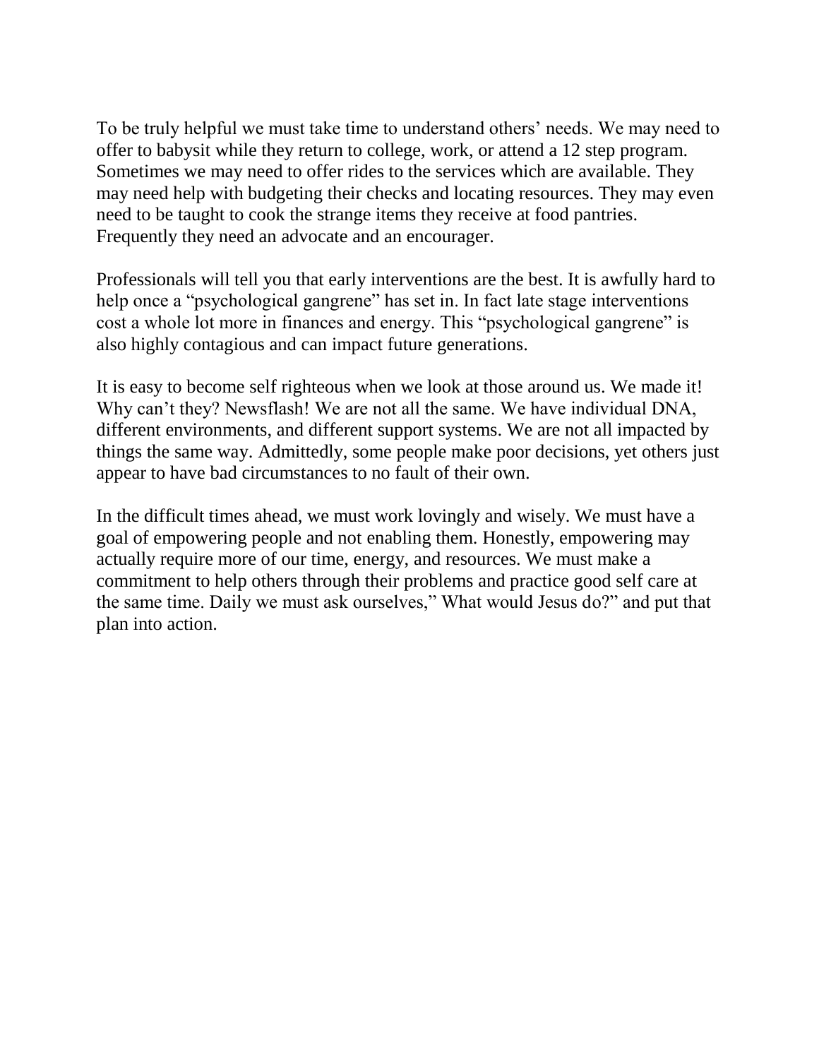To be truly helpful we must take time to understand others' needs. We may need to offer to babysit while they return to college, work, or attend a 12 step program. Sometimes we may need to offer rides to the services which are available. They may need help with budgeting their checks and locating resources. They may even need to be taught to cook the strange items they receive at food pantries. Frequently they need an advocate and an encourager.

Professionals will tell you that early interventions are the best. It is awfully hard to help once a "psychological gangrene" has set in. In fact late stage interventions cost a whole lot more in finances and energy. This "psychological gangrene" is also highly contagious and can impact future generations.

It is easy to become self righteous when we look at those around us. We made it! Why can't they? Newsflash! We are not all the same. We have individual DNA, different environments, and different support systems. We are not all impacted by things the same way. Admittedly, some people make poor decisions, yet others just appear to have bad circumstances to no fault of their own.

In the difficult times ahead, we must work lovingly and wisely. We must have a goal of empowering people and not enabling them. Honestly, empowering may actually require more of our time, energy, and resources. We must make a commitment to help others through their problems and practice good self care at the same time. Daily we must ask ourselves," What would Jesus do?" and put that plan into action.